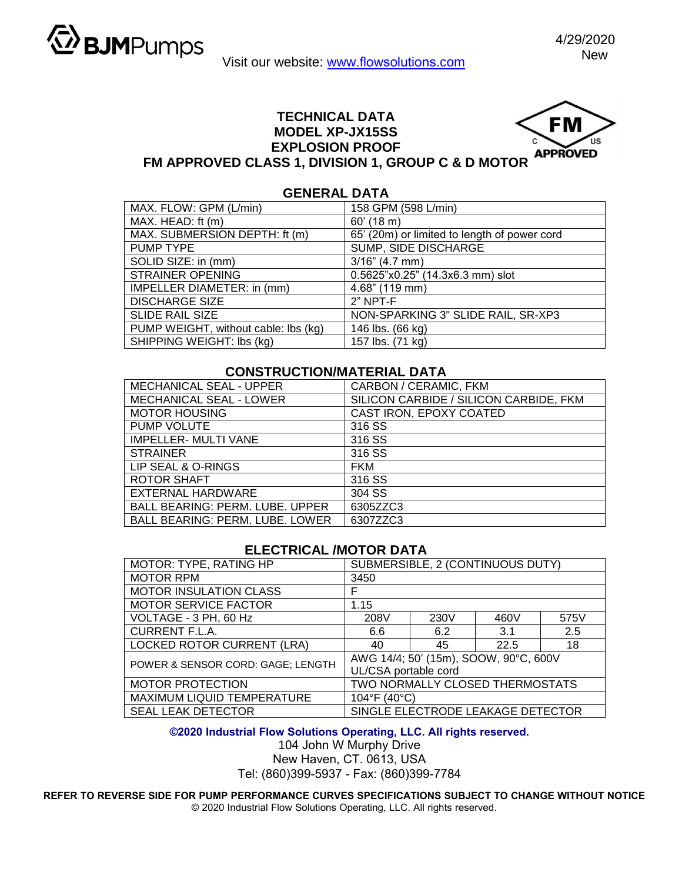BJMPumps

Visit our website: www.flowsolutions.com

4/29/2020
New

# TECHNICAL DATA
# MODEL XP-JX15SS
# EXPLOSION PROOF
# FM APPROVED CLASS 1, DIVISION 1, GROUP C & D MOTOR

FM C US APPROVED

## GENERAL DATA

| | |
|---|---|
| MAX. FLOW: GPM (L/min) | 158 GPM (598 L/min) |
| MAX. HEAD: ft (m) | 60' (18 m) |
| MAX. SUBMERSION DEPTH: ft (m) | 65' (20m) or limited to length of power cord |
| PUMP TYPE | SUMP, SIDE DISCHARGE |
| SOLID SIZE: in (mm) | 3/16" (4.7 mm) |
| STRAINER OPENING | 0.5625"x0.25" (14.3x6.3 mm) slot |
| IMPELLER DIAMETER: in (mm) | 4.68" (119 mm) |
| DISCHARGE SIZE | 2" NPT-F |
| SLIDE RAIL SIZE | NON-SPARKING 3" SLIDE RAIL, SR-XP3 |
| PUMP WEIGHT, without cable: lbs (kg) | 146 lbs. (66 kg) |
| SHIPPING WEIGHT: lbs (kg) | 157 lbs. (71 kg) |

## CONSTRUCTION/MATERIAL DATA

| | |
|---|---|
| MECHANICAL SEAL - UPPER | CARBON / CERAMIC, FKM |
| MECHANICAL SEAL - LOWER | SILICON CARBIDE / SILICON CARBIDE, FKM |
| MOTOR HOUSING | CAST IRON, EPOXY COATED |
| PUMP VOLUTE | 316 SS |
| IMPELLER- MULTI VANE | 316 SS |
| STRAINER | 316 SS |
| LIP SEAL & O-RINGS | FKM |
| ROTOR SHAFT | 316 SS |
| EXTERNAL HARDWARE | 304 SS |
| BALL BEARING: PERM. LUBE. UPPER | 6305ZZC3 |
| BALL BEARING: PERM. LUBE. LOWER | 6307ZZC3 |

## ELECTRICAL /MOTOR DATA

| | | | | |
|---|---|---|---|---|
| MOTOR: TYPE, RATING HP | SUBMERSIBLE, 2 (CONTINUOUS DUTY) | | | |
| MOTOR RPM | 3450 | | | |
| MOTOR INSULATION CLASS | F | | | |
| MOTOR SERVICE FACTOR | 1.15 | | | |
| VOLTAGE - 3 PH, 60 Hz | 208V | 230V | 460V | 575V |
| CURRENT F.L.A. | 6.6 | 6.2 | 3.1 | 2.5 |
| LOCKED ROTOR CURRENT (LRA) | 40 | 45 | 22.5 | 18 |
| POWER & SENSOR CORD: GAGE; LENGTH | AWG 14/4; 50' (15m), SOOW, 90°C, 600V UL/CSA portable cord | | | |
| MOTOR PROTECTION | TWO NORMALLY CLOSED THERMOSTATS | | | |
| MAXIMUM LIQUID TEMPERATURE | 104°F (40°C) | | | |
| SEAL LEAK DETECTOR | SINGLE ELECTRODE LEAKAGE DETECTOR | | | |

**©2020 Industrial Flow Solutions Operating, LLC. All rights reserved.**
104 John W Murphy Drive
New Haven, CT. 0613, USA
Tel: (860)399-5937 - Fax: (860)399-7784

**REFER TO REVERSE SIDE FOR PUMP PERFORMANCE CURVES SPECIFICATIONS SUBJECT TO CHANGE WITHOUT NOTICE**
© 2020 Industrial Flow Solutions Operating, LLC. All rights reserved.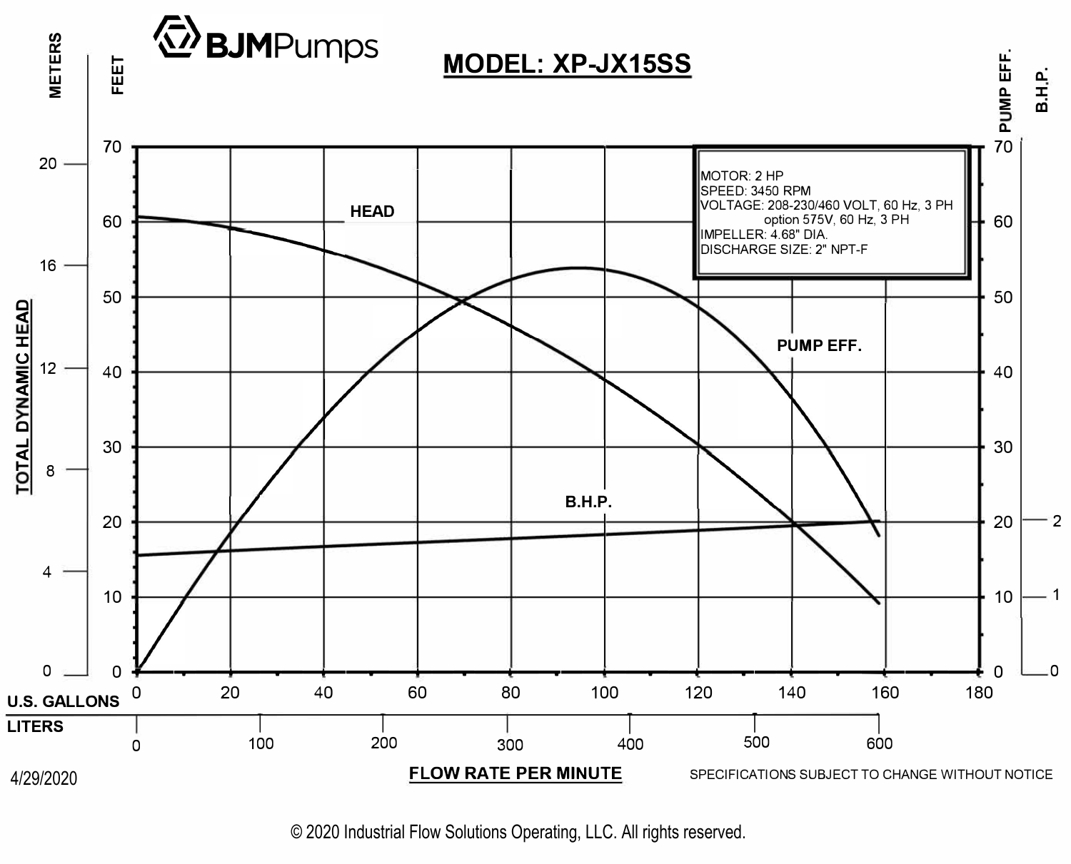BJMPumps

# MODEL: XP-JX15SS

MOTOR: 2 HP
SPEED: 3450 RPM
VOLTAGE: 208-230/460 VOLT, 60 Hz, 3 PH
option 575V, 60 Hz, 3 PH
IMPELLER: 4.68" DIA.
DISCHARGE SIZE: 2" NPT-F

METERS
FEET
TOTAL DYNAMIC HEAD
PUMP EFF.
B.H.P.

HEAD
PUMP EFF.
B.H.P.

0 4 8 12 16 20
0 10 20 30 40 50 60 70
0 10 20 30 40 50 60 70
0 1 2

U.S. GALLONS 0 20 40 60 80 100 120 140 160 180
LITERS 0 100 200 300 400 500 600

FLOW RATE PER MINUTE

4/29/2020

SPECIFICATIONS SUBJECT TO CHANGE WITHOUT NOTICE

© 2020 Industrial Flow Solutions Operating, LLC. All rights reserved.